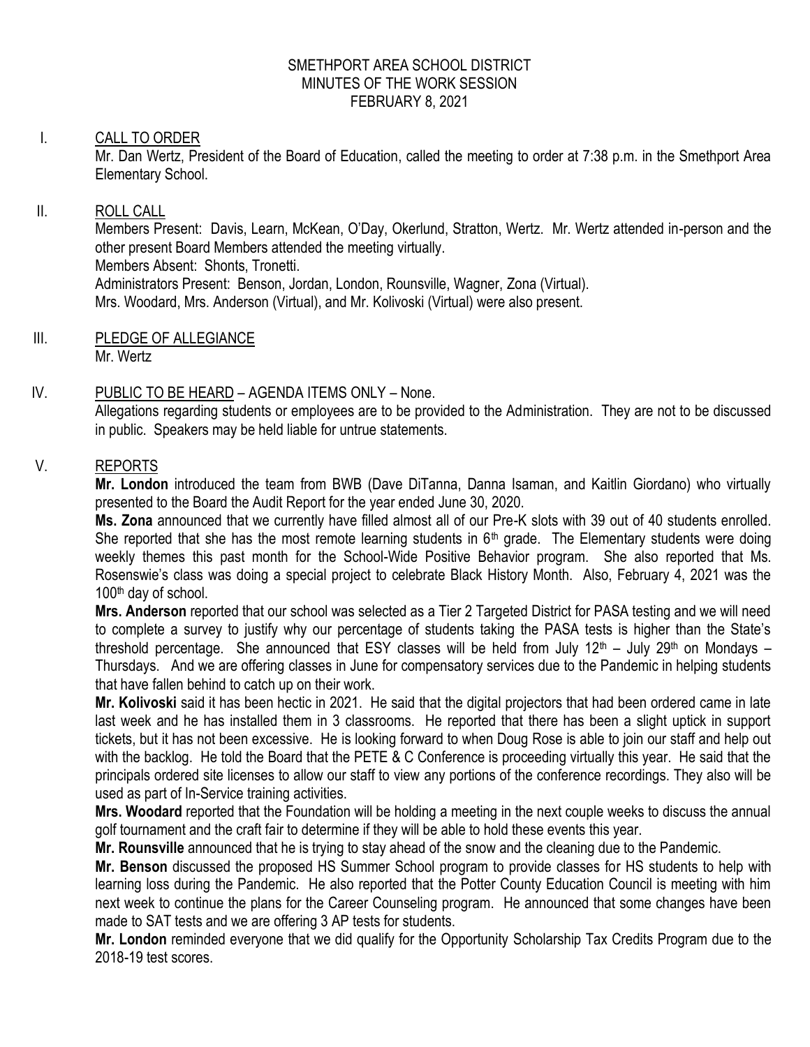SMETHPORT AREA SCHOOL DISTRICT
MINUTES OF THE WORK SESSION
FEBRUARY 8, 2021

I. CALL TO ORDER

Mr. Dan Wertz, President of the Board of Education, called the meeting to order at 7:38 p.m. in the Smethport Area Elementary School.

II. ROLL CALL

Members Present: Davis, Learn, McKean, O'Day, Okerlund, Stratton, Wertz. Mr. Wertz attended in-person and the other present Board Members attended the meeting virtually.

Members Absent: Shonts, Tronetti.

Administrators Present: Benson, Jordan, London, Rounsville, Wagner, Zona (Virtual).

Mrs. Woodard, Mrs. Anderson (Virtual), and Mr. Kolivoski (Virtual) were also present.

III. PLEDGE OF ALLEGIANCE

Mr. Wertz

IV. PUBLIC TO BE HEARD – AGENDA ITEMS ONLY – None.

Allegations regarding students or employees are to be provided to the Administration. They are not to be discussed in public. Speakers may be held liable for untrue statements.

V. REPORTS

**Mr. London** introduced the team from BWB (Dave DiTanna, Danna Isaman, and Kaitlin Giordano) who virtually presented to the Board the Audit Report for the year ended June 30, 2020.

**Ms. Zona** announced that we currently have filled almost all of our Pre-K slots with 39 out of 40 students enrolled. She reported that she has the most remote learning students in 6th grade. The Elementary students were doing weekly themes this past month for the School-Wide Positive Behavior program. She also reported that Ms. Rosenswie's class was doing a special project to celebrate Black History Month. Also, February 4, 2021 was the 100th day of school.

**Mrs. Anderson** reported that our school was selected as a Tier 2 Targeted District for PASA testing and we will need to complete a survey to justify why our percentage of students taking the PASA tests is higher than the State's threshold percentage. She announced that ESY classes will be held from July 12th – July 29th on Mondays – Thursdays. And we are offering classes in June for compensatory services due to the Pandemic in helping students that have fallen behind to catch up on their work.

**Mr. Kolivoski** said it has been hectic in 2021. He said that the digital projectors that had been ordered came in late last week and he has installed them in 3 classrooms. He reported that there has been a slight uptick in support tickets, but it has not been excessive. He is looking forward to when Doug Rose is able to join our staff and help out with the backlog. He told the Board that the PETE & C Conference is proceeding virtually this year. He said that the principals ordered site licenses to allow our staff to view any portions of the conference recordings. They also will be used as part of In-Service training activities.

**Mrs. Woodard** reported that the Foundation will be holding a meeting in the next couple weeks to discuss the annual golf tournament and the craft fair to determine if they will be able to hold these events this year.

**Mr. Rounsville** announced that he is trying to stay ahead of the snow and the cleaning due to the Pandemic.

**Mr. Benson** discussed the proposed HS Summer School program to provide classes for HS students to help with learning loss during the Pandemic. He also reported that the Potter County Education Council is meeting with him next week to continue the plans for the Career Counseling program. He announced that some changes have been made to SAT tests and we are offering 3 AP tests for students.

**Mr. London** reminded everyone that we did qualify for the Opportunity Scholarship Tax Credits Program due to the 2018-19 test scores.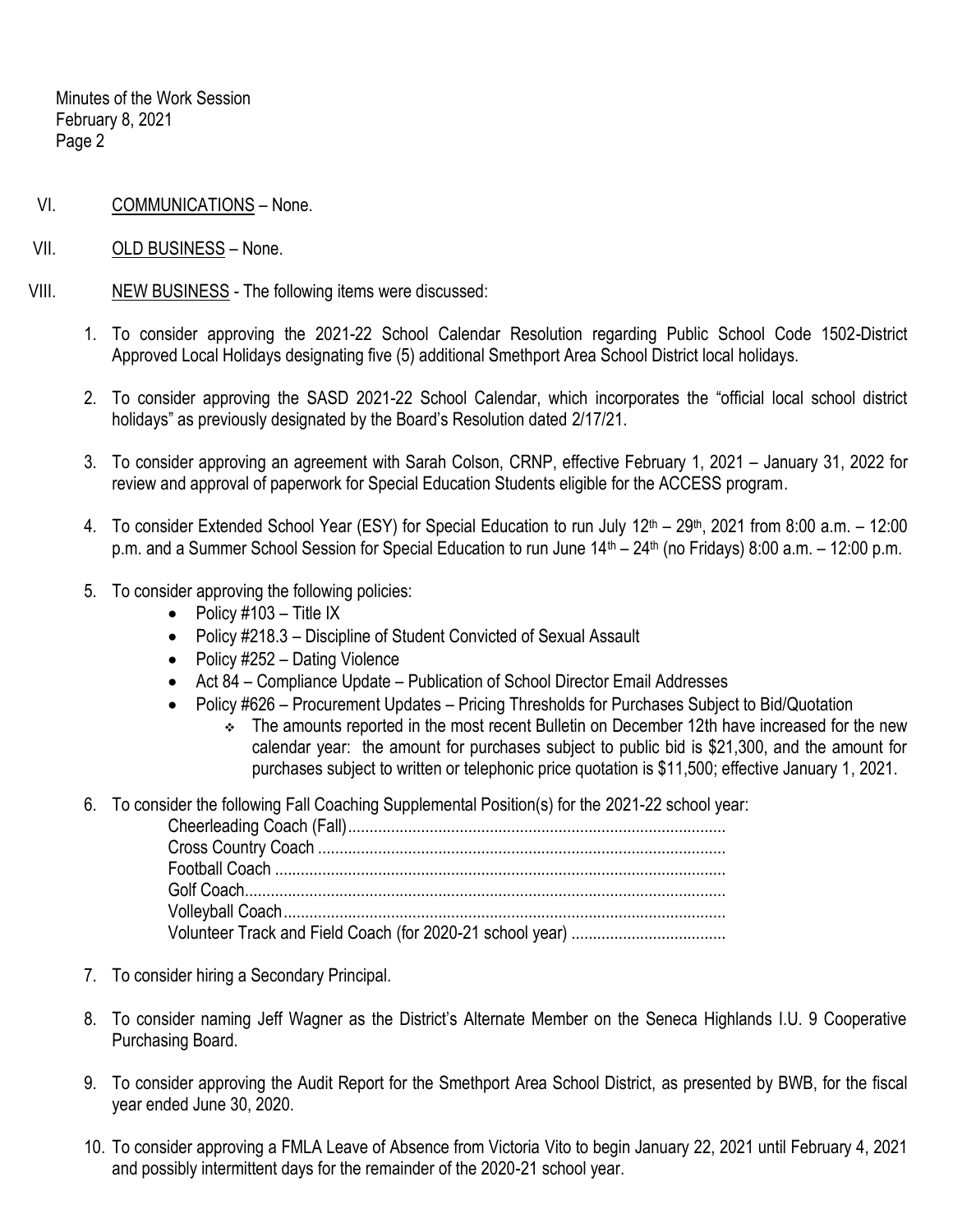Minutes of the Work Session
February 8, 2021

VI. COMMUNICATIONS – None.

VII. OLD BUSINESS – None.

VIII. NEW BUSINESS - The following items were discussed:

1. To consider approving the 2021-22 School Calendar Resolution regarding Public School Code 1502-District Approved Local Holidays designating five (5) additional Smethport Area School District local holidays.

2. To consider approving the SASD 2021-22 School Calendar, which incorporates the "official local school district holidays" as previously designated by the Board's Resolution dated 2/17/21.

3. To consider approving an agreement with Sarah Colson, CRNP, effective February 1, 2021 – January 31, 2022 for review and approval of paperwork for Special Education Students eligible for the ACCESS program.

4. To consider Extended School Year (ESY) for Special Education to run July 12th – 29th, 2021 from 8:00 a.m. – 12:00 p.m. and a Summer School Session for Special Education to run June 14th – 24th (no Fridays) 8:00 a.m. – 12:00 p.m.

5. To consider approving the following policies:
   - Policy #103 – Title IX
   - Policy #218.3 – Discipline of Student Convicted of Sexual Assault
   - Policy #252 – Dating Violence
   - Act 84 – Compliance Update – Publication of School Director Email Addresses
   - Policy #626 – Procurement Updates – Pricing Thresholds for Purchases Subject to Bid/Quotation
     - The amounts reported in the most recent Bulletin on December 12th have increased for the new calendar year: the amount for purchases subject to public bid is $21,300, and the amount for purchases subject to written or telephonic price quotation is $11,500; effective January 1, 2021.

6. To consider the following Fall Coaching Supplemental Position(s) for the 2021-22 school year:
   Cheerleading Coach (Fall) ........................................
   Cross Country Coach ........................................
   Football Coach ........................................
   Golf Coach ........................................
   Volleyball Coach ........................................
   Volunteer Track and Field Coach (for 2020-21 school year) ........................................

7. To consider hiring a Secondary Principal.

8. To consider naming Jeff Wagner as the District's Alternate Member on the Seneca Highlands I.U. 9 Cooperative Purchasing Board.

9. To consider approving the Audit Report for the Smethport Area School District, as presented by BWB, for the fiscal year ended June 30, 2020.

10. To consider approving a FMLA Leave of Absence from Victoria Vito to begin January 22, 2021 until February 4, 2021 and possibly intermittent days for the remainder of the 2020-21 school year.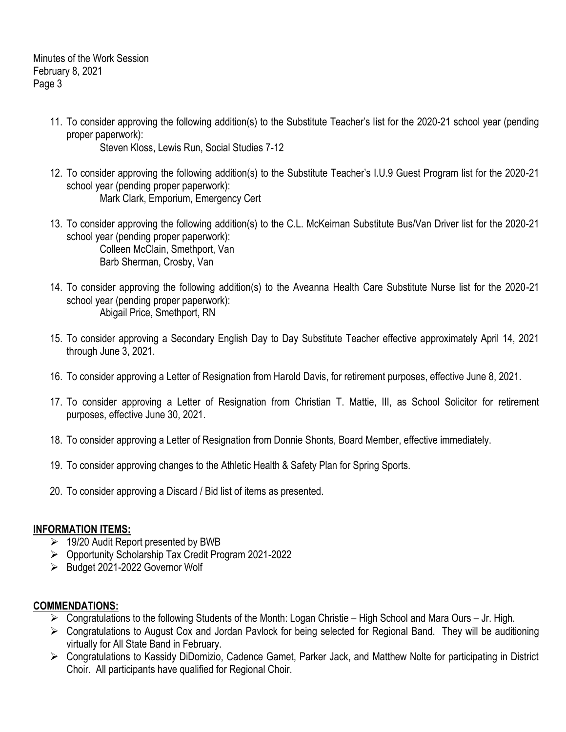11. To consider approving the following addition(s) to the Substitute Teacher's list for the 2020-21 school year (pending proper paperwork):
    Steven Kloss, Lewis Run, Social Studies 7-12

12. To consider approving the following addition(s) to the Substitute Teacher's I.U.9 Guest Program list for the 2020-21 school year (pending proper paperwork):
    Mark Clark, Emporium, Emergency Cert

13. To consider approving the following addition(s) to the C.L. McKeirnan Substitute Bus/Van Driver list for the 2020-21 school year (pending proper paperwork):
    Colleen McClain, Smethport, Van
    Barb Sherman, Crosby, Van

14. To consider approving the following addition(s) to the Aveanna Health Care Substitute Nurse list for the 2020-21 school year (pending proper paperwork):
    Abigail Price, Smethport, RN

15. To consider approving a Secondary English Day to Day Substitute Teacher effective approximately April 14, 2021 through June 3, 2021.

16. To consider approving a Letter of Resignation from Harold Davis, for retirement purposes, effective June 8, 2021.

17. To consider approving a Letter of Resignation from Christian T. Mattie, III, as School Solicitor for retirement purposes, effective June 30, 2021.

18. To consider approving a Letter of Resignation from Donnie Shonts, Board Member, effective immediately.

19. To consider approving changes to the Athletic Health & Safety Plan for Spring Sports.

20. To consider approving a Discard / Bid list of items as presented.

## INFORMATION ITEMS:

- 19/20 Audit Report presented by BWB
- Opportunity Scholarship Tax Credit Program 2021-2022
- Budget 2021-2022 Governor Wolf

## COMMENDATIONS:

- Congratulations to the following Students of the Month: Logan Christie – High School and Mara Ours – Jr. High.
- Congratulations to August Cox and Jordan Pavlock for being selected for Regional Band. They will be auditioning virtually for All State Band in February.
- Congratulations to Kassidy DiDomizio, Cadence Gamet, Parker Jack, and Matthew Nolte for participating in District Choir. All participants have qualified for Regional Choir.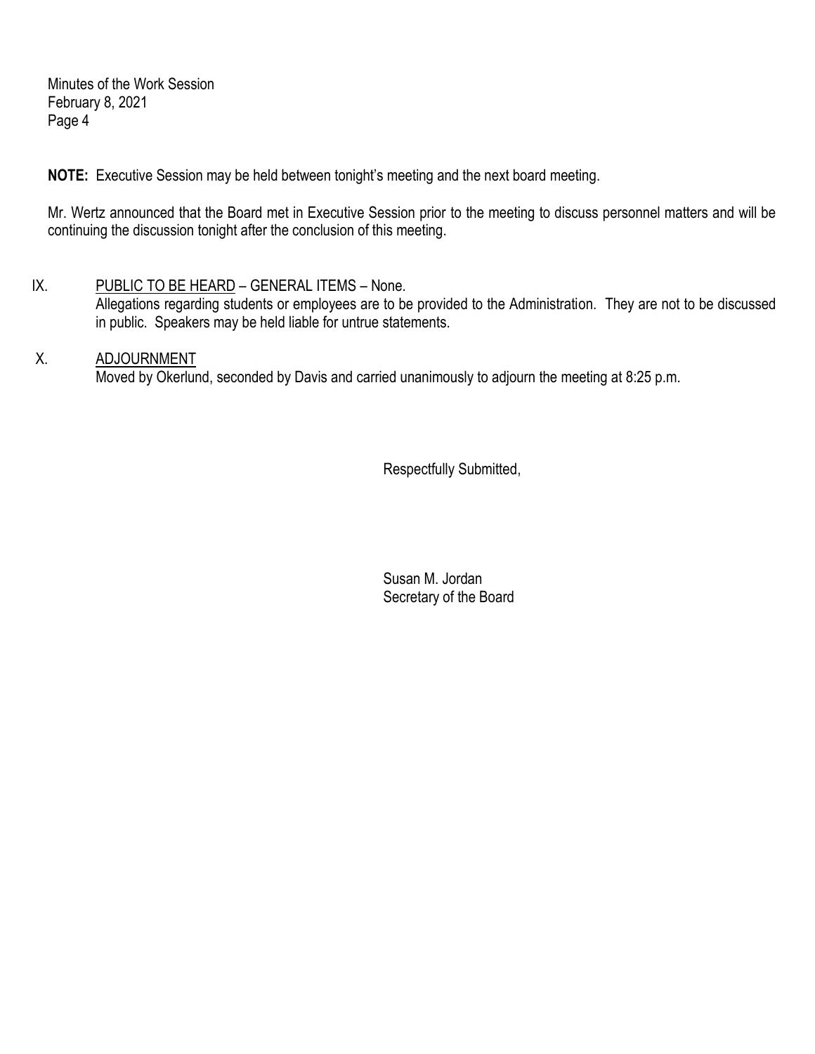**NOTE:** Executive Session may be held between tonight's meeting and the next board meeting.

Mr. Wertz announced that the Board met in Executive Session prior to the meeting to discuss personnel matters and will be continuing the discussion tonight after the conclusion of this meeting.

IX. PUBLIC TO BE HEARD – GENERAL ITEMS – None.
Allegations regarding students or employees are to be provided to the Administration. They are not to be discussed in public. Speakers may be held liable for untrue statements.

X. ADJOURNMENT
Moved by Okerlund, seconded by Davis and carried unanimously to adjourn the meeting at 8:25 p.m.

Respectfully Submitted,

Susan M. Jordan
Secretary of the Board